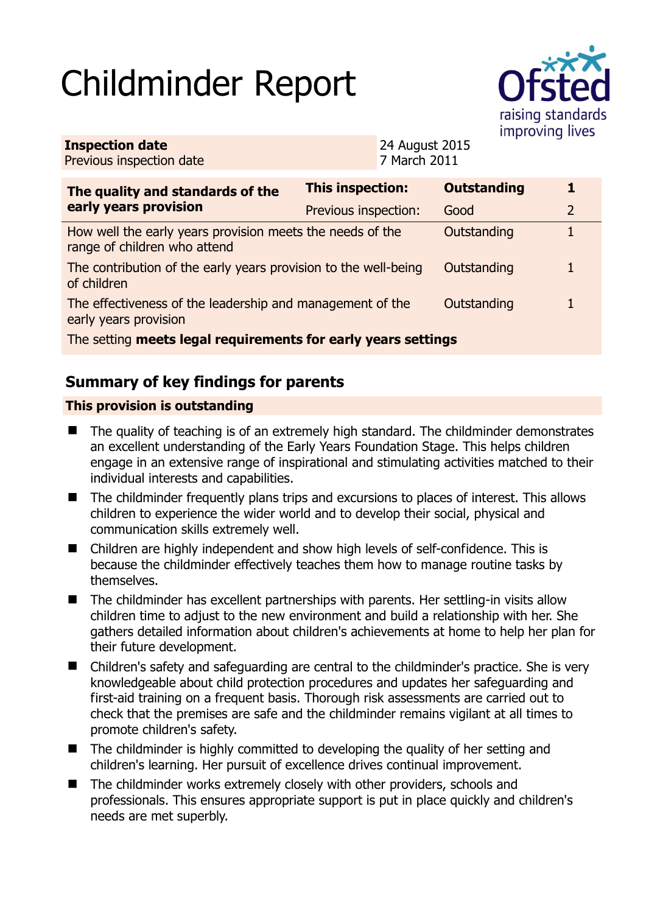# Childminder Report

| | |
|---|---|
| **Inspection date** | 24 August 2015 |
| Previous inspection date | 7 March 2011 |

| The quality and standards of the early years provision | This inspection: | **Outstanding** | **1** |
|---|---|---|---|
| | Previous inspection: | Good | 2 |
| How well the early years provision meets the needs of the range of children who attend | | Outstanding | 1 |
| The contribution of the early years provision to the well-being of children | | Outstanding | 1 |
| The effectiveness of the leadership and management of the early years provision | | Outstanding | 1 |
| The setting **meets legal requirements for early years settings** | | | |

## Summary of key findings for parents

### This provision is outstanding

- The quality of teaching is of an extremely high standard. The childminder demonstrates an excellent understanding of the Early Years Foundation Stage. This helps children engage in an extensive range of inspirational and stimulating activities matched to their individual interests and capabilities.
- The childminder frequently plans trips and excursions to places of interest. This allows children to experience the wider world and to develop their social, physical and communication skills extremely well.
- Children are highly independent and show high levels of self-confidence. This is because the childminder effectively teaches them how to manage routine tasks by themselves.
- The childminder has excellent partnerships with parents. Her settling-in visits allow children time to adjust to the new environment and build a relationship with her. She gathers detailed information about children's achievements at home to help her plan for their future development.
- Children's safety and safeguarding are central to the childminder's practice. She is very knowledgeable about child protection procedures and updates her safeguarding and first-aid training on a frequent basis. Thorough risk assessments are carried out to check that the premises are safe and the childminder remains vigilant at all times to promote children's safety.
- The childminder is highly committed to developing the quality of her setting and children's learning. Her pursuit of excellence drives continual improvement.
- The childminder works extremely closely with other providers, schools and professionals. This ensures appropriate support is put in place quickly and children's needs are met superbly.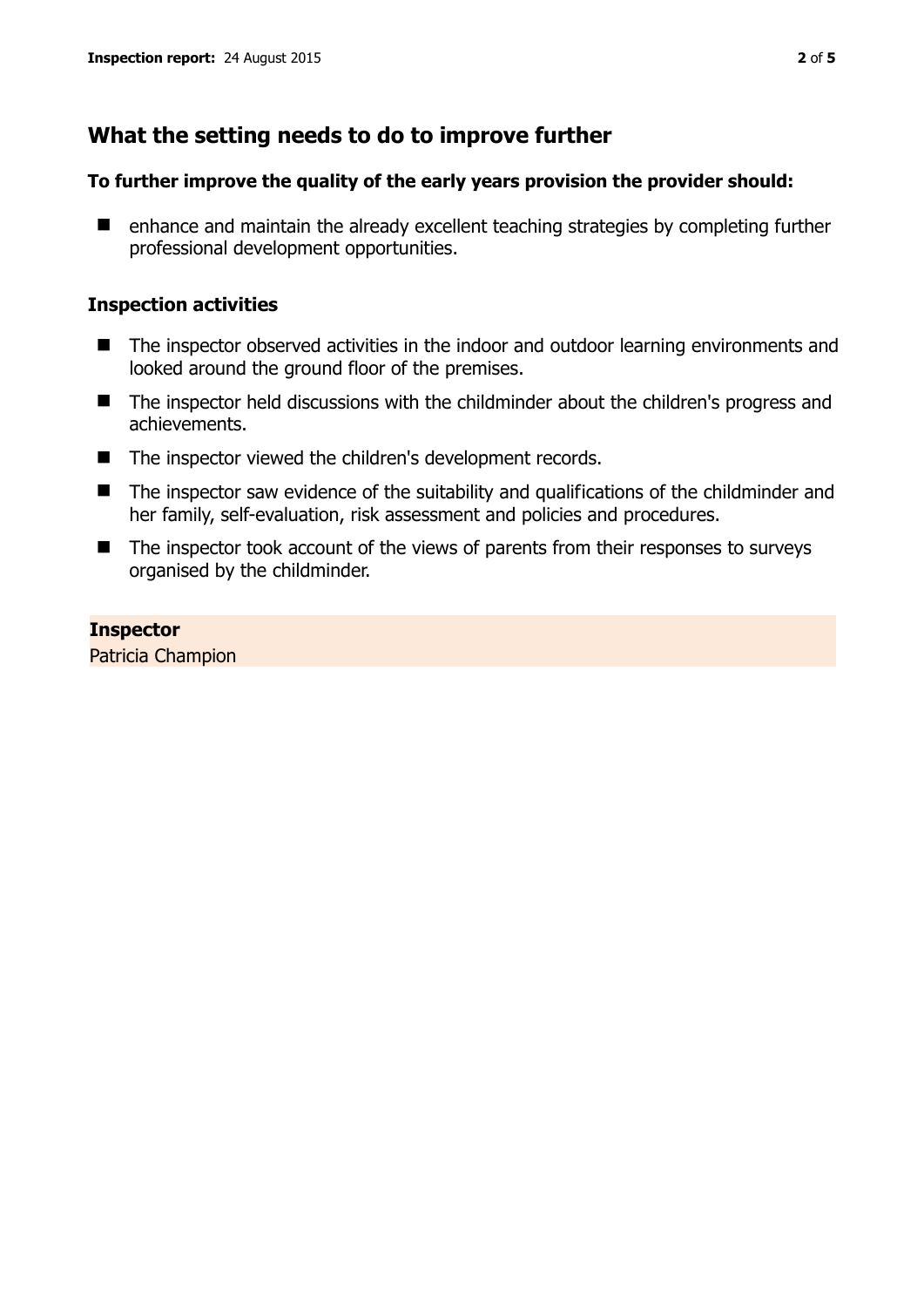## What the setting needs to do to improve further

### To further improve the quality of the early years provision the provider should:

- enhance and maintain the already excellent teaching strategies by completing further professional development opportunities.

### Inspection activities

- The inspector observed activities in the indoor and outdoor learning environments and looked around the ground floor of the premises.
- The inspector held discussions with the childminder about the children's progress and achievements.
- The inspector viewed the children's development records.
- The inspector saw evidence of the suitability and qualifications of the childminder and her family, self-evaluation, risk assessment and policies and procedures.
- The inspector took account of the views of parents from their responses to surveys organised by the childminder.

**Inspector**
Patricia Champion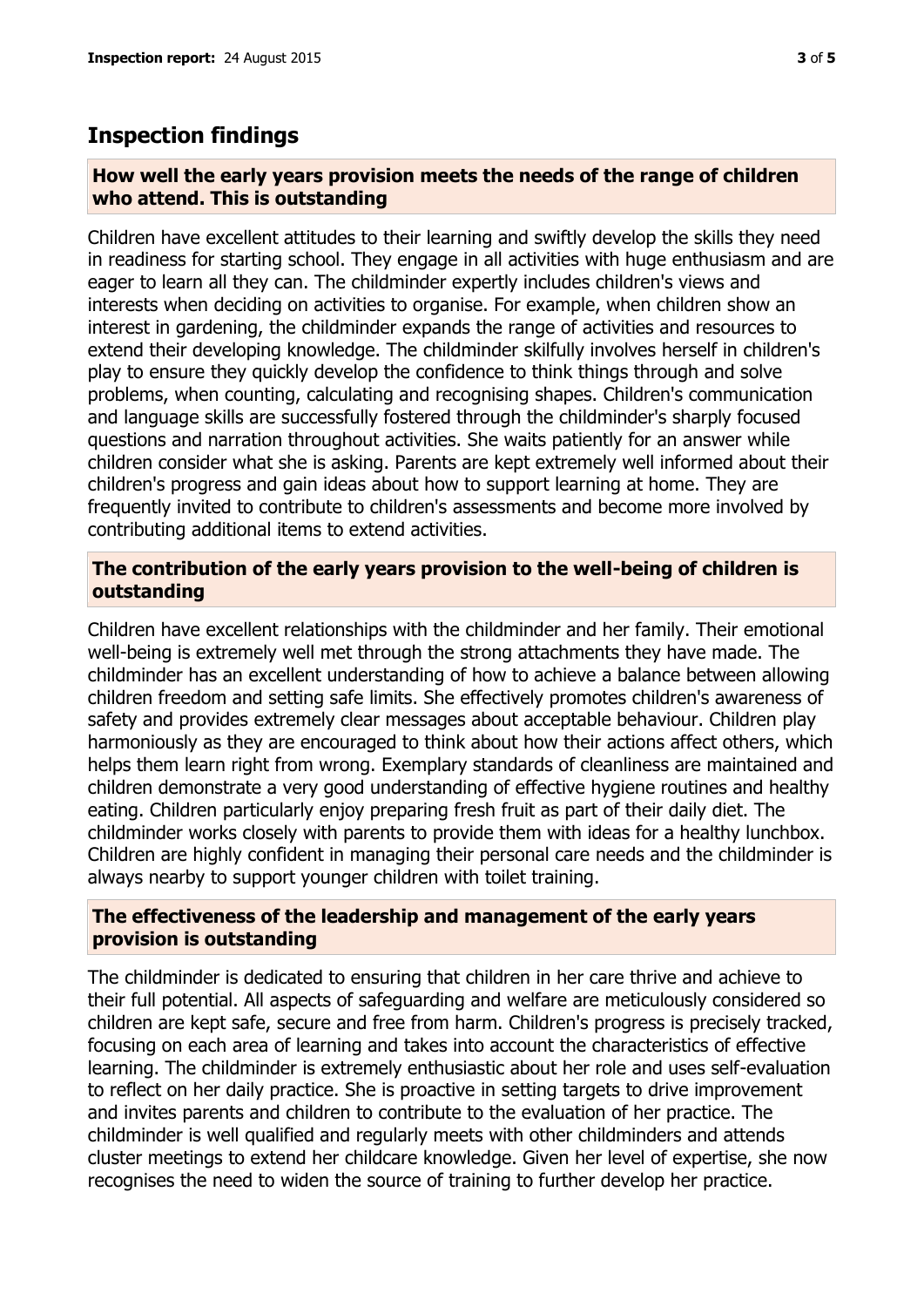## Inspection findings

### How well the early years provision meets the needs of the range of children who attend. This is outstanding

Children have excellent attitudes to their learning and swiftly develop the skills they need in readiness for starting school. They engage in all activities with huge enthusiasm and are eager to learn all they can. The childminder expertly includes children's views and interests when deciding on activities to organise. For example, when children show an interest in gardening, the childminder expands the range of activities and resources to extend their developing knowledge. The childminder skilfully involves herself in children's play to ensure they quickly develop the confidence to think things through and solve problems, when counting, calculating and recognising shapes. Children's communication and language skills are successfully fostered through the childminder's sharply focused questions and narration throughout activities. She waits patiently for an answer while children consider what she is asking. Parents are kept extremely well informed about their children's progress and gain ideas about how to support learning at home. They are frequently invited to contribute to children's assessments and become more involved by contributing additional items to extend activities.

### The contribution of the early years provision to the well-being of children is outstanding

Children have excellent relationships with the childminder and her family. Their emotional well-being is extremely well met through the strong attachments they have made. The childminder has an excellent understanding of how to achieve a balance between allowing children freedom and setting safe limits. She effectively promotes children's awareness of safety and provides extremely clear messages about acceptable behaviour. Children play harmoniously as they are encouraged to think about how their actions affect others, which helps them learn right from wrong. Exemplary standards of cleanliness are maintained and children demonstrate a very good understanding of effective hygiene routines and healthy eating. Children particularly enjoy preparing fresh fruit as part of their daily diet. The childminder works closely with parents to provide them with ideas for a healthy lunchbox. Children are highly confident in managing their personal care needs and the childminder is always nearby to support younger children with toilet training.

### The effectiveness of the leadership and management of the early years provision is outstanding

The childminder is dedicated to ensuring that children in her care thrive and achieve to their full potential. All aspects of safeguarding and welfare are meticulously considered so children are kept safe, secure and free from harm. Children's progress is precisely tracked, focusing on each area of learning and takes into account the characteristics of effective learning. The childminder is extremely enthusiastic about her role and uses self-evaluation to reflect on her daily practice. She is proactive in setting targets to drive improvement and invites parents and children to contribute to the evaluation of her practice. The childminder is well qualified and regularly meets with other childminders and attends cluster meetings to extend her childcare knowledge. Given her level of expertise, she now recognises the need to widen the source of training to further develop her practice.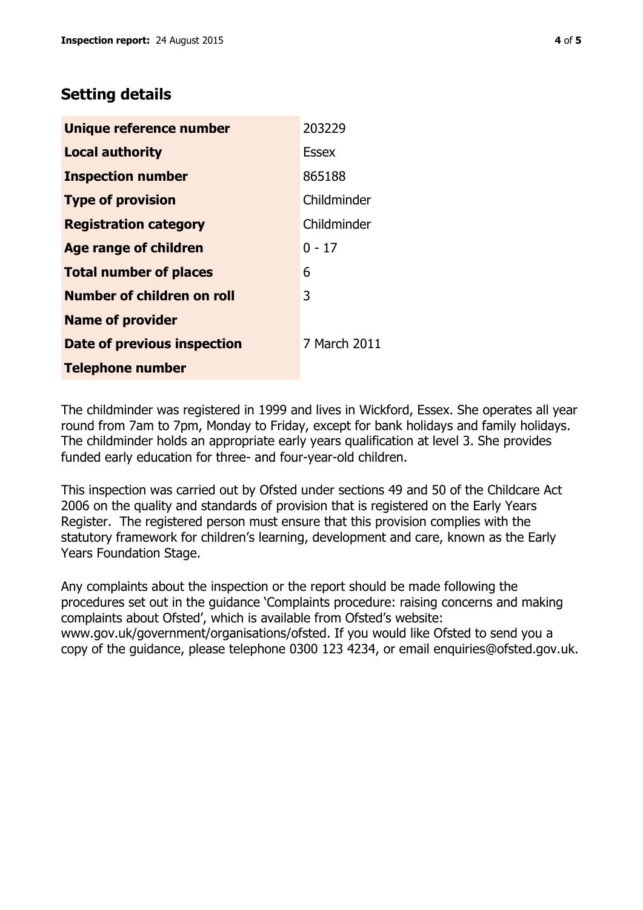## Setting details

| | |
|---|---|
| **Unique reference number** | 203229 |
| **Local authority** | Essex |
| **Inspection number** | 865188 |
| **Type of provision** | Childminder |
| **Registration category** | Childminder |
| **Age range of children** | 0 - 17 |
| **Total number of places** | 6 |
| **Number of children on roll** | 3 |
| **Name of provider** | |
| **Date of previous inspection** | 7 March 2011 |
| **Telephone number** | |

The childminder was registered in 1999 and lives in Wickford, Essex. She operates all year round from 7am to 7pm, Monday to Friday, except for bank holidays and family holidays. The childminder holds an appropriate early years qualification at level 3. She provides funded early education for three- and four-year-old children.

This inspection was carried out by Ofsted under sections 49 and 50 of the Childcare Act 2006 on the quality and standards of provision that is registered on the Early Years Register. The registered person must ensure that this provision complies with the statutory framework for children's learning, development and care, known as the Early Years Foundation Stage.

Any complaints about the inspection or the report should be made following the procedures set out in the guidance 'Complaints procedure: raising concerns and making complaints about Ofsted', which is available from Ofsted's website: www.gov.uk/government/organisations/ofsted. If you would like Ofsted to send you a copy of the guidance, please telephone 0300 123 4234, or email enquiries@ofsted.gov.uk.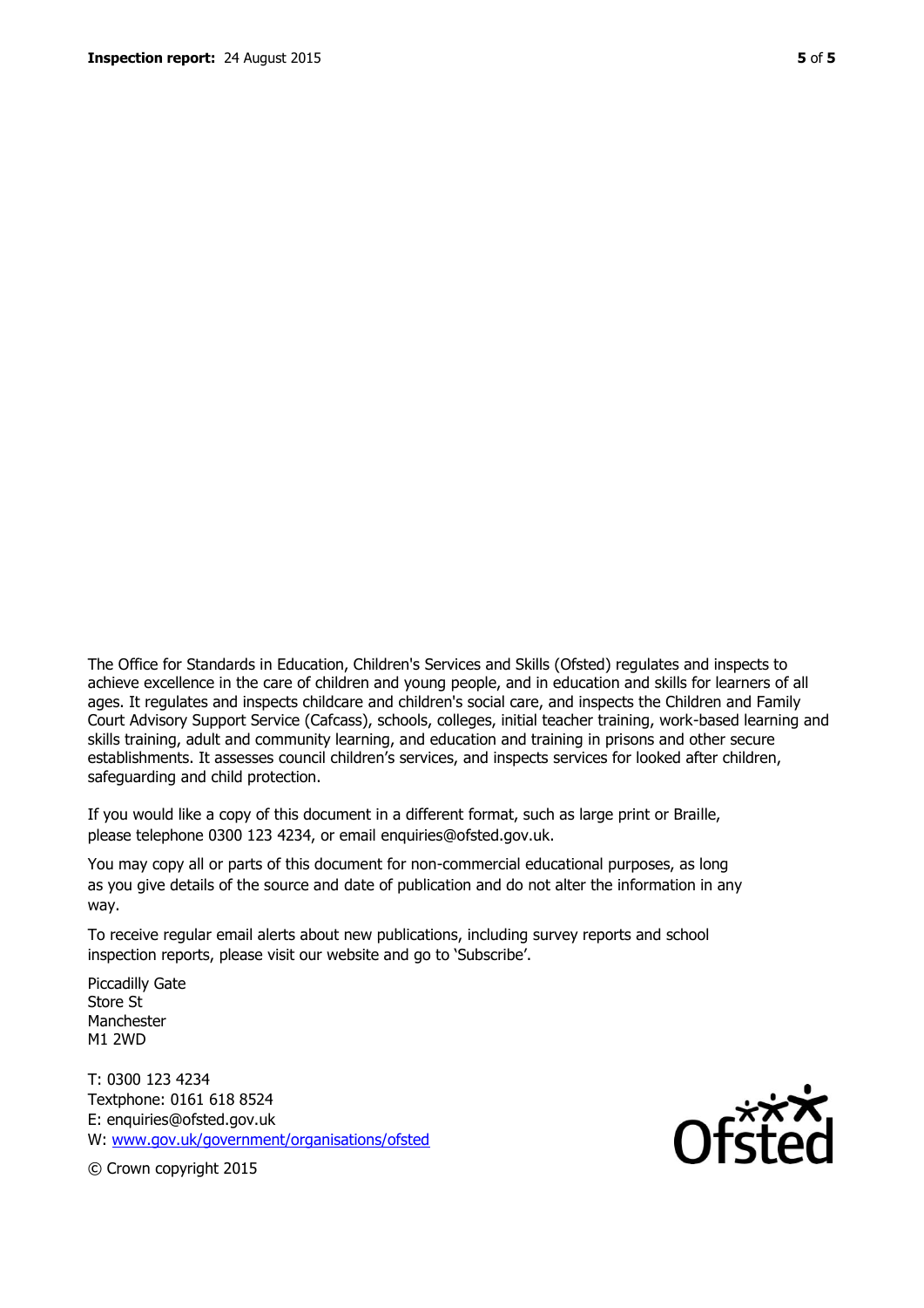The Office for Standards in Education, Children's Services and Skills (Ofsted) regulates and inspects to achieve excellence in the care of children and young people, and in education and skills for learners of all ages. It regulates and inspects childcare and children's social care, and inspects the Children and Family Court Advisory Support Service (Cafcass), schools, colleges, initial teacher training, work-based learning and skills training, adult and community learning, and education and training in prisons and other secure establishments. It assesses council children's services, and inspects services for looked after children, safeguarding and child protection.

If you would like a copy of this document in a different format, such as large print or Braille, please telephone 0300 123 4234, or email enquiries@ofsted.gov.uk.

You may copy all or parts of this document for non-commercial educational purposes, as long as you give details of the source and date of publication and do not alter the information in any way.

To receive regular email alerts about new publications, including survey reports and school inspection reports, please visit our website and go to 'Subscribe'.

Piccadilly Gate
Store St
Manchester
M1 2WD

T: 0300 123 4234
Textphone: 0161 618 8524
E: enquiries@ofsted.gov.uk
W: [www.gov.uk/government/organisations/ofsted](www.gov.uk/government/organisations/ofsted)

© Crown copyright 2015

Ofsted